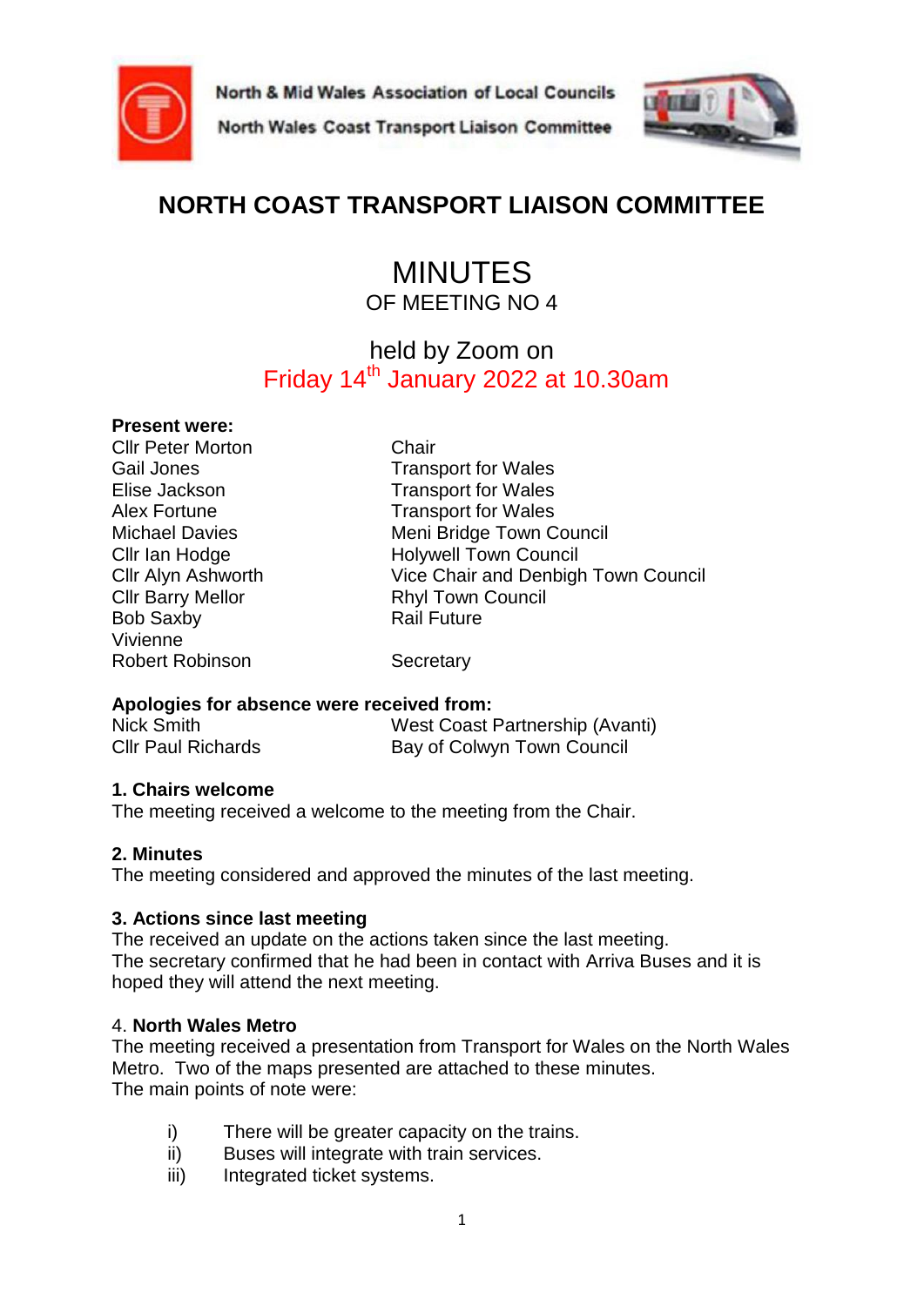North & Mid Wales Association of Local Councils

North Wales Coast Transport Liaison Committee

# NORTH COAST TRANSPORT LIAISON COMMITTEE

## MINUTES

OF MEETING NO 4

held by Zoom on

Friday 14th January 2022 at 10.30am

**Present were:**

| | |
|---|---|
| Cllr Peter Morton | Chair |
| Gail Jones | Transport for Wales |
| Elise Jackson | Transport for Wales |
| Alex Fortune | Transport for Wales |
| Michael Davies | Meni Bridge Town Council |
| Cllr Ian Hodge | Holywell Town Council |
| Cllr Alyn Ashworth | Vice Chair and Denbigh Town Council |
| Cllr Barry Mellor | Rhyl Town Council |
| Bob Saxby | Rail Future |
| Vivienne | |
| Robert Robinson | Secretary |

**Apologies for absence were received from:**

| | |
|---|---|
| Nick Smith | West Coast Partnership (Avanti) |
| Cllr Paul Richards | Bay of Colwyn Town Council |

**1. Chairs welcome**

The meeting received a welcome to the meeting from the Chair.

**2. Minutes**

The meeting considered and approved the minutes of the last meeting.

**3. Actions since last meeting**

The received an update on the actions taken since the last meeting.
The secretary confirmed that he had been in contact with Arriva Buses and it is hoped they will attend the next meeting.

4. **North Wales Metro**

The meeting received a presentation from Transport for Wales on the North Wales Metro. Two of the maps presented are attached to these minutes.
The main points of note were:

- i) There will be greater capacity on the trains.
- ii) Buses will integrate with train services.
- iii) Integrated ticket systems.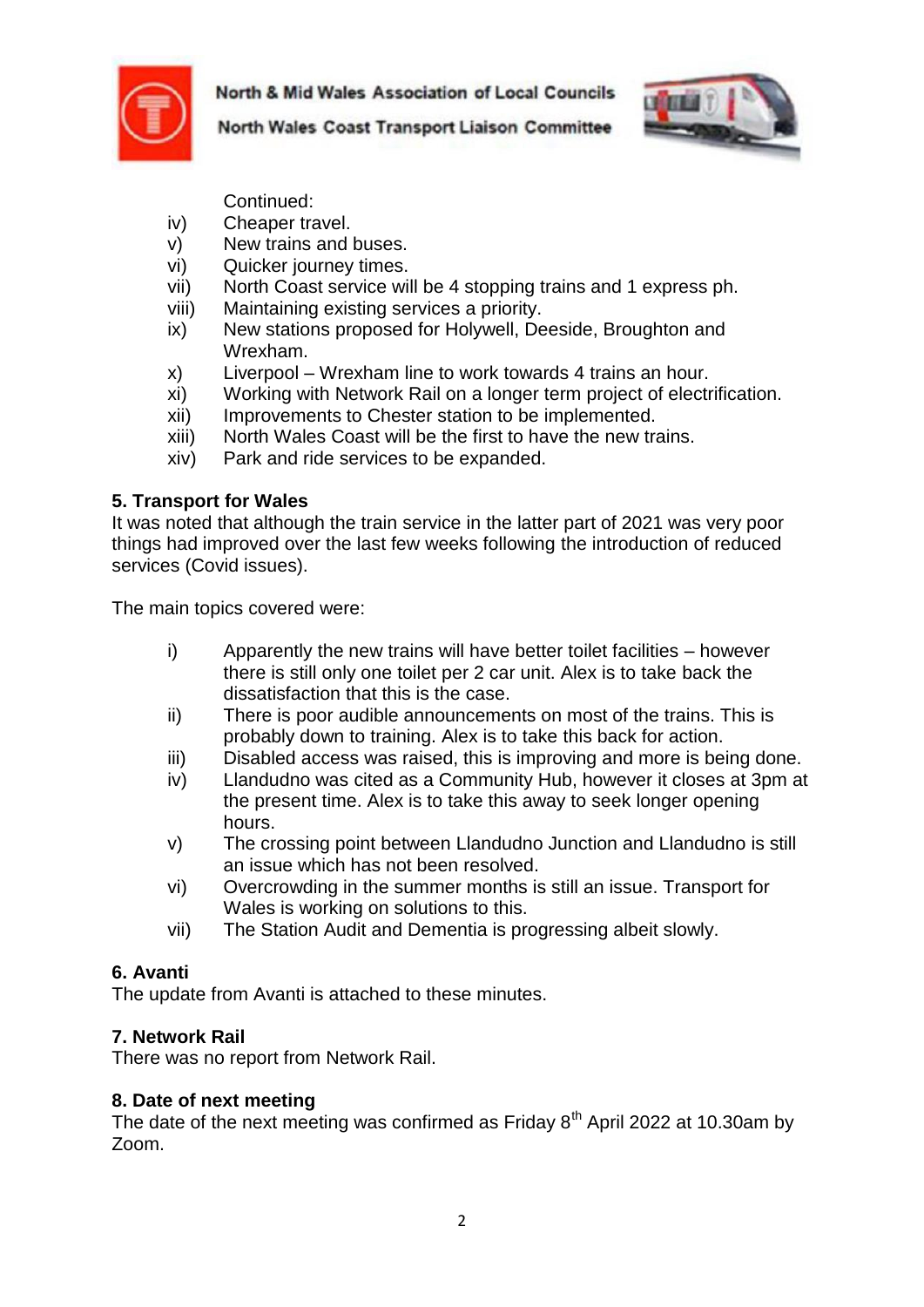Continued:

iv) Cheaper travel.
v) New trains and buses.
vi) Quicker journey times.
vii) North Coast service will be 4 stopping trains and 1 express ph.
viii) Maintaining existing services a priority.
ix) New stations proposed for Holywell, Deeside, Broughton and Wrexham.
x) Liverpool – Wrexham line to work towards 4 trains an hour.
xi) Working with Network Rail on a longer term project of electrification.
xii) Improvements to Chester station to be implemented.
xiii) North Wales Coast will be the first to have the new trains.
xiv) Park and ride services to be expanded.

**5. Transport for Wales**

It was noted that although the train service in the latter part of 2021 was very poor things had improved over the last few weeks following the introduction of reduced services (Covid issues).

The main topics covered were:

i) Apparently the new trains will have better toilet facilities – however there is still only one toilet per 2 car unit. Alex is to take back the dissatisfaction that this is the case.
ii) There is poor audible announcements on most of the trains. This is probably down to training. Alex is to take this back for action.
iii) Disabled access was raised, this is improving and more is being done.
iv) Llandudno was cited as a Community Hub, however it closes at 3pm at the present time. Alex is to take this away to seek longer opening hours.
v) The crossing point between Llandudno Junction and Llandudno is still an issue which has not been resolved.
vi) Overcrowding in the summer months is still an issue. Transport for Wales is working on solutions to this.
vii) The Station Audit and Dementia is progressing albeit slowly.

**6. Avanti**

The update from Avanti is attached to these minutes.

**7. Network Rail**

There was no report from Network Rail.

**8. Date of next meeting**

The date of the next meeting was confirmed as Friday 8th April 2022 at 10.30am by Zoom.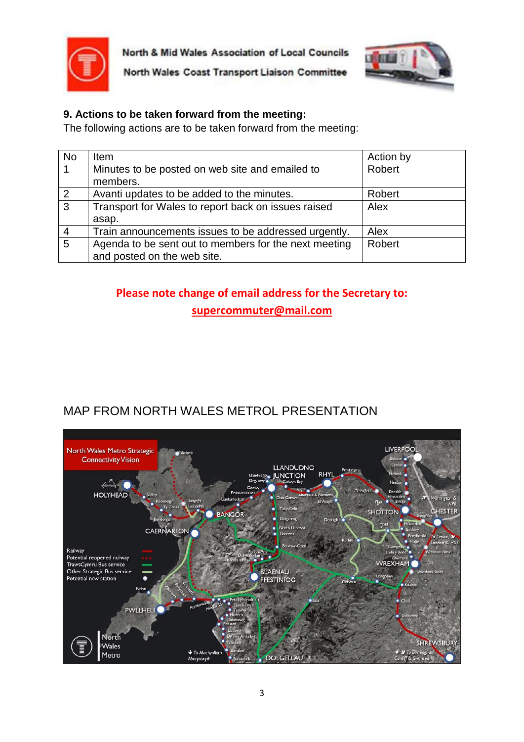### 9. Actions to be taken forward from the meeting:

The following actions are to be taken forward from the meeting:

| No | Item | Action by |
|---|---|---|
| 1 | Minutes to be posted on web site and emailed to members. | Robert |
| 2 | Avanti updates to be added to the minutes. | Robert |
| 3 | Transport for Wales to report back on issues raised asap. | Alex |
| 4 | Train announcements issues to be addressed urgently. | Alex |
| 5 | Agenda to be sent out to members for the next meeting and posted on the web site. | Robert |

**Please note change of email address for the Secretary to:**
**supercommuter@mail.com**

## MAP FROM NORTH WALES METROL PRESENTATION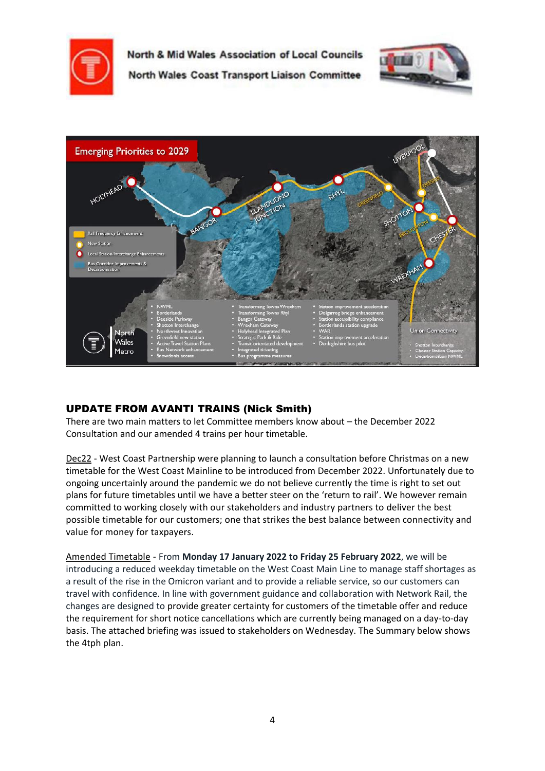North & Mid Wales Association of Local Councils

North Wales Coast Transport Liaison Committee

**Emerging Priorities to 2029**

- Rail Frequency Enhancement
- New Station
- Local Station/Interchange Enhancements
- Bus Corridor Improvements & Decarbonisation

HOLYHEAD, BANGOR, LLANDUDNO JUNCTION, RHYL, GREENFIELD, SHOTTON, DEESIDE, BROUGHTON, LIVERPOOL, CHESTER, WREXHAM

North Wales Metro

- NWML
- Borderlands
- Deeside Parkway
- Shotton Interchange
- Northwest Innovation
- Greenfield new station
- Active Travel Station Plans
- Bus Network enhancement
- Snowdonia access

- Transforming Towns Wrexham
- Transforming Towns Rhyl
- Bangor Gateway
- Wrexham Gateway
- Holyhead Integrated Plan
- Strategic Park & Ride
- Transit orientated development
- Integrated ticketing
- Bus programme measures

- Station improvement acceleration
- Dolgarrog bridge enhancement
- Station accessibility compliance
- Borderlands station upgrade
- WARI
- Station improvement acceleration
- Denbighshire bus pilot

Union Connectivity

- Shotton Interchange
- Chester Station Capacity
- Decarbonisation NWML

## UPDATE FROM AVANTI TRAINS (Nick Smith)

There are two main matters to let Committee members know about – the December 2022 Consultation and our amended 4 trains per hour timetable.

Dec22 - West Coast Partnership were planning to launch a consultation before Christmas on a new timetable for the West Coast Mainline to be introduced from December 2022. Unfortunately due to ongoing uncertainly around the pandemic we do not believe currently the time is right to set out plans for future timetables until we have a better steer on the 'return to rail'. We however remain committed to working closely with our stakeholders and industry partners to deliver the best possible timetable for our customers; one that strikes the best balance between connectivity and value for money for taxpayers.

Amended Timetable - From **Monday 17 January 2022 to Friday 25 February 2022**, we will be introducing a reduced weekday timetable on the West Coast Main Line to manage staff shortages as a result of the rise in the Omicron variant and to provide a reliable service, so our customers can travel with confidence. In line with government guidance and collaboration with Network Rail, the changes are designed to provide greater certainty for customers of the timetable offer and reduce the requirement for short notice cancellations which are currently being managed on a day-to-day basis. The attached briefing was issued to stakeholders on Wednesday. The Summary below shows the 4tph plan.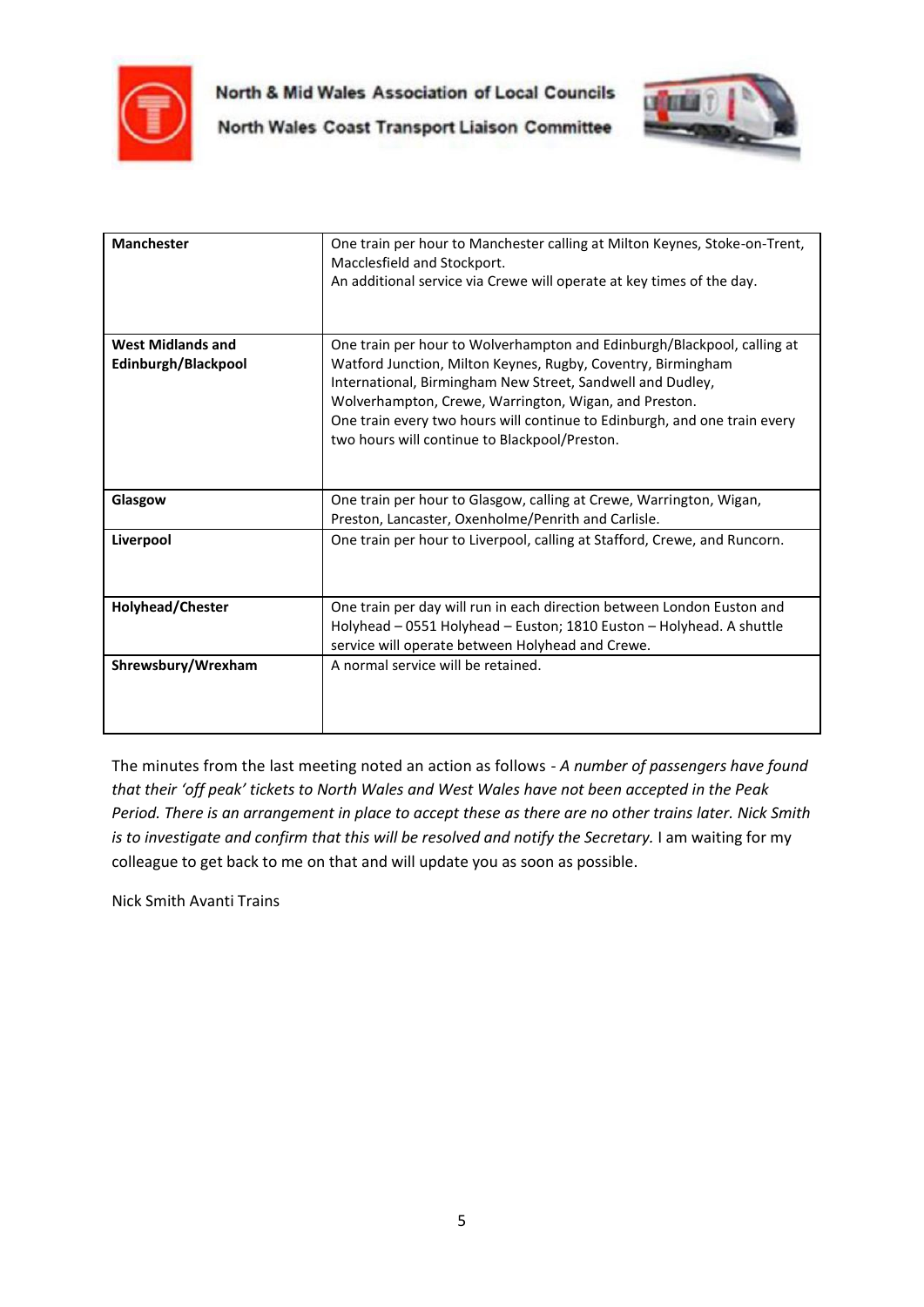| | |
|---|---|
| **Manchester** | One train per hour to Manchester calling at Milton Keynes, Stoke-on-Trent, Macclesfield and Stockport.<br>An additional service via Crewe will operate at key times of the day. |
| **West Midlands and Edinburgh/Blackpool** | One train per hour to Wolverhampton and Edinburgh/Blackpool, calling at Watford Junction, Milton Keynes, Rugby, Coventry, Birmingham International, Birmingham New Street, Sandwell and Dudley, Wolverhampton, Crewe, Warrington, Wigan, and Preston.<br>One train every two hours will continue to Edinburgh, and one train every two hours will continue to Blackpool/Preston. |
| **Glasgow** | One train per hour to Glasgow, calling at Crewe, Warrington, Wigan, Preston, Lancaster, Oxenholme/Penrith and Carlisle. |
| **Liverpool** | One train per hour to Liverpool, calling at Stafford, Crewe, and Runcorn. |
| **Holyhead/Chester** | One train per day will run in each direction between London Euston and Holyhead – 0551 Holyhead – Euston; 1810 Euston – Holyhead. A shuttle service will operate between Holyhead and Crewe. |
| **Shrewsbury/Wrexham** | A normal service will be retained. |

The minutes from the last meeting noted an action as follows - *A number of passengers have found that their 'off peak' tickets to North Wales and West Wales have not been accepted in the Peak Period. There is an arrangement in place to accept these as there are no other trains later. Nick Smith is to investigate and confirm that this will be resolved and notify the Secretary.* I am waiting for my colleague to get back to me on that and will update you as soon as possible.

Nick Smith Avanti Trains